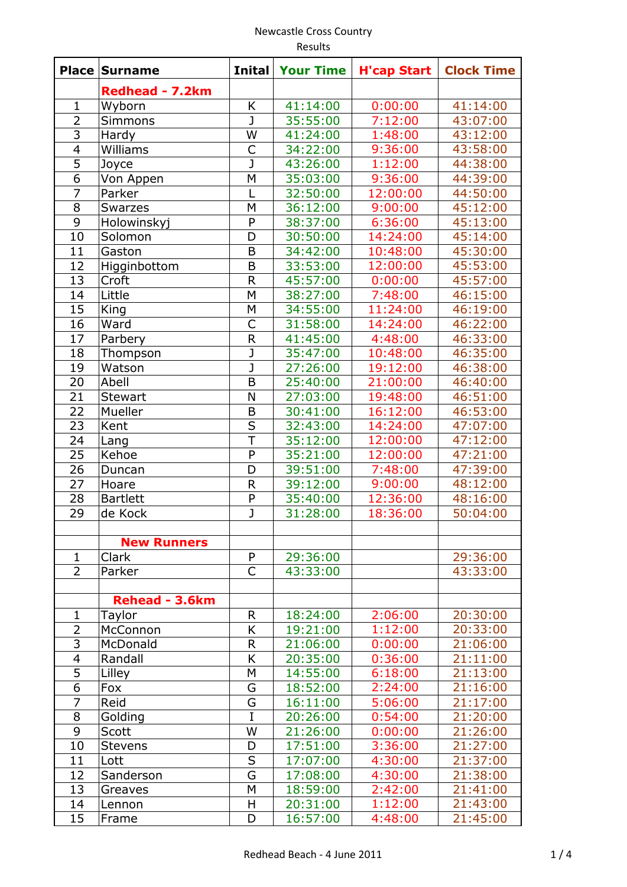Newcastle Cross Country
Results

| Place | Surname | Inital | Your Time | H'cap Start | Clock Time |
|---|---|---|---|---|---|
| | **Redhead - 7.2km** | | | | |
| 1 | Wyborn | K | 41:14:00 | 0:00:00 | 41:14:00 |
| 2 | Simmons | J | 35:55:00 | 7:12:00 | 43:07:00 |
| 3 | Hardy | W | 41:24:00 | 1:48:00 | 43:12:00 |
| 4 | Williams | C | 34:22:00 | 9:36:00 | 43:58:00 |
| 5 | Joyce | J | 43:26:00 | 1:12:00 | 44:38:00 |
| 6 | Von Appen | M | 35:03:00 | 9:36:00 | 44:39:00 |
| 7 | Parker | L | 32:50:00 | 12:00:00 | 44:50:00 |
| 8 | Swarzes | M | 36:12:00 | 9:00:00 | 45:12:00 |
| 9 | Holowinskyj | P | 38:37:00 | 6:36:00 | 45:13:00 |
| 10 | Solomon | D | 30:50:00 | 14:24:00 | 45:14:00 |
| 11 | Gaston | B | 34:42:00 | 10:48:00 | 45:30:00 |
| 12 | Higginbottom | B | 33:53:00 | 12:00:00 | 45:53:00 |
| 13 | Croft | R | 45:57:00 | 0:00:00 | 45:57:00 |
| 14 | Little | M | 38:27:00 | 7:48:00 | 46:15:00 |
| 15 | King | M | 34:55:00 | 11:24:00 | 46:19:00 |
| 16 | Ward | C | 31:58:00 | 14:24:00 | 46:22:00 |
| 17 | Parbery | R | 41:45:00 | 4:48:00 | 46:33:00 |
| 18 | Thompson | J | 35:47:00 | 10:48:00 | 46:35:00 |
| 19 | Watson | J | 27:26:00 | 19:12:00 | 46:38:00 |
| 20 | Abell | B | 25:40:00 | 21:00:00 | 46:40:00 |
| 21 | Stewart | N | 27:03:00 | 19:48:00 | 46:51:00 |
| 22 | Mueller | B | 30:41:00 | 16:12:00 | 46:53:00 |
| 23 | Kent | S | 32:43:00 | 14:24:00 | 47:07:00 |
| 24 | Lang | T | 35:12:00 | 12:00:00 | 47:12:00 |
| 25 | Kehoe | P | 35:21:00 | 12:00:00 | 47:21:00 |
| 26 | Duncan | D | 39:51:00 | 7:48:00 | 47:39:00 |
| 27 | Hoare | R | 39:12:00 | 9:00:00 | 48:12:00 |
| 28 | Bartlett | P | 35:40:00 | 12:36:00 | 48:16:00 |
| 29 | de Kock | J | 31:28:00 | 18:36:00 | 50:04:00 |
| | | | | | |
| | **New Runners** | | | | |
| 1 | Clark | P | 29:36:00 | | 29:36:00 |
| 2 | Parker | C | 43:33:00 | | 43:33:00 |
| | | | | | |
| | **Rehead - 3.6km** | | | | |
| 1 | Taylor | R | 18:24:00 | 2:06:00 | 20:30:00 |
| 2 | McConnon | K | 19:21:00 | 1:12:00 | 20:33:00 |
| 3 | McDonald | R | 21:06:00 | 0:00:00 | 21:06:00 |
| 4 | Randall | K | 20:35:00 | 0:36:00 | 21:11:00 |
| 5 | Lilley | M | 14:55:00 | 6:18:00 | 21:13:00 |
| 6 | Fox | G | 18:52:00 | 2:24:00 | 21:16:00 |
| 7 | Reid | G | 16:11:00 | 5:06:00 | 21:17:00 |
| 8 | Golding | I | 20:26:00 | 0:54:00 | 21:20:00 |
| 9 | Scott | W | 21:26:00 | 0:00:00 | 21:26:00 |
| 10 | Stevens | D | 17:51:00 | 3:36:00 | 21:27:00 |
| 11 | Lott | S | 17:07:00 | 4:30:00 | 21:37:00 |
| 12 | Sanderson | G | 17:08:00 | 4:30:00 | 21:38:00 |
| 13 | Greaves | M | 18:59:00 | 2:42:00 | 21:41:00 |
| 14 | Lennon | H | 20:31:00 | 1:12:00 | 21:43:00 |
| 15 | Frame | D | 16:57:00 | 4:48:00 | 21:45:00 |

Redhead Beach - 4 June 2011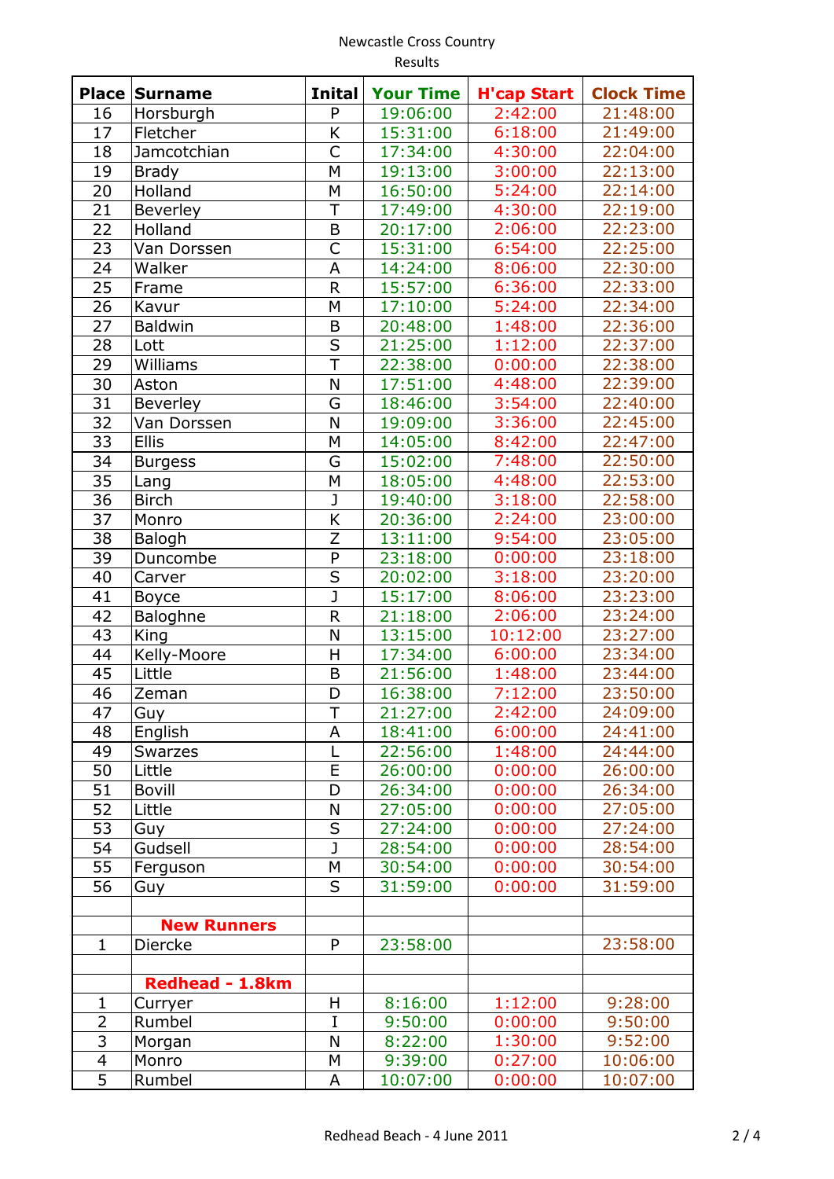Newcastle Cross Country

Results

| Place | Surname | Inital | Your Time | H'cap Start | Clock Time |
|---|---|---|---|---|---|
| 16 | Horsburgh | P | 19:06:00 | 2:42:00 | 21:48:00 |
| 17 | Fletcher | K | 15:31:00 | 6:18:00 | 21:49:00 |
| 18 | Jamcotchian | C | 17:34:00 | 4:30:00 | 22:04:00 |
| 19 | Brady | M | 19:13:00 | 3:00:00 | 22:13:00 |
| 20 | Holland | M | 16:50:00 | 5:24:00 | 22:14:00 |
| 21 | Beverley | T | 17:49:00 | 4:30:00 | 22:19:00 |
| 22 | Holland | B | 20:17:00 | 2:06:00 | 22:23:00 |
| 23 | Van Dorssen | C | 15:31:00 | 6:54:00 | 22:25:00 |
| 24 | Walker | A | 14:24:00 | 8:06:00 | 22:30:00 |
| 25 | Frame | R | 15:57:00 | 6:36:00 | 22:33:00 |
| 26 | Kavur | M | 17:10:00 | 5:24:00 | 22:34:00 |
| 27 | Baldwin | B | 20:48:00 | 1:48:00 | 22:36:00 |
| 28 | Lott | S | 21:25:00 | 1:12:00 | 22:37:00 |
| 29 | Williams | T | 22:38:00 | 0:00:00 | 22:38:00 |
| 30 | Aston | N | 17:51:00 | 4:48:00 | 22:39:00 |
| 31 | Beverley | G | 18:46:00 | 3:54:00 | 22:40:00 |
| 32 | Van Dorssen | N | 19:09:00 | 3:36:00 | 22:45:00 |
| 33 | Ellis | M | 14:05:00 | 8:42:00 | 22:47:00 |
| 34 | Burgess | G | 15:02:00 | 7:48:00 | 22:50:00 |
| 35 | Lang | M | 18:05:00 | 4:48:00 | 22:53:00 |
| 36 | Birch | J | 19:40:00 | 3:18:00 | 22:58:00 |
| 37 | Monro | K | 20:36:00 | 2:24:00 | 23:00:00 |
| 38 | Balogh | Z | 13:11:00 | 9:54:00 | 23:05:00 |
| 39 | Duncombe | P | 23:18:00 | 0:00:00 | 23:18:00 |
| 40 | Carver | S | 20:02:00 | 3:18:00 | 23:20:00 |
| 41 | Boyce | J | 15:17:00 | 8:06:00 | 23:23:00 |
| 42 | Baloghne | R | 21:18:00 | 2:06:00 | 23:24:00 |
| 43 | King | N | 13:15:00 | 10:12:00 | 23:27:00 |
| 44 | Kelly-Moore | H | 17:34:00 | 6:00:00 | 23:34:00 |
| 45 | Little | B | 21:56:00 | 1:48:00 | 23:44:00 |
| 46 | Zeman | D | 16:38:00 | 7:12:00 | 23:50:00 |
| 47 | Guy | T | 21:27:00 | 2:42:00 | 24:09:00 |
| 48 | English | A | 18:41:00 | 6:00:00 | 24:41:00 |
| 49 | Swarzes | L | 22:56:00 | 1:48:00 | 24:44:00 |
| 50 | Little | E | 26:00:00 | 0:00:00 | 26:00:00 |
| 51 | Bovill | D | 26:34:00 | 0:00:00 | 26:34:00 |
| 52 | Little | N | 27:05:00 | 0:00:00 | 27:05:00 |
| 53 | Guy | S | 27:24:00 | 0:00:00 | 27:24:00 |
| 54 | Gudsell | J | 28:54:00 | 0:00:00 | 28:54:00 |
| 55 | Ferguson | M | 30:54:00 | 0:00:00 | 30:54:00 |
| 56 | Guy | S | 31:59:00 | 0:00:00 | 31:59:00 |
| | | | | | |
| | **New Runners** | | | | |
| 1 | Diercke | P | 23:58:00 | | 23:58:00 |
| | | | | | |
| | **Redhead - 1.8km** | | | | |
| 1 | Curryer | H | 8:16:00 | 1:12:00 | 9:28:00 |
| 2 | Rumbel | I | 9:50:00 | 0:00:00 | 9:50:00 |
| 3 | Morgan | N | 8:22:00 | 1:30:00 | 9:52:00 |
| 4 | Monro | M | 9:39:00 | 0:27:00 | 10:06:00 |
| 5 | Rumbel | A | 10:07:00 | 0:00:00 | 10:07:00 |

Redhead Beach - 4 June 2011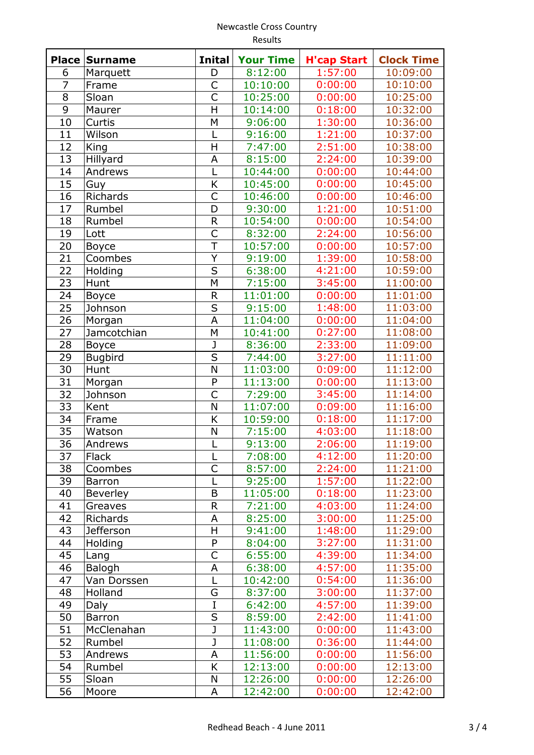Newcastle Cross Country

Results

| Place | Surname | Inital | Your Time | H'cap Start | Clock Time |
|---|---|---|---|---|---|
| 6 | Marquett | D | 8:12:00 | 1:57:00 | 10:09:00 |
| 7 | Frame | C | 10:10:00 | 0:00:00 | 10:10:00 |
| 8 | Sloan | C | 10:25:00 | 0:00:00 | 10:25:00 |
| 9 | Maurer | H | 10:14:00 | 0:18:00 | 10:32:00 |
| 10 | Curtis | M | 9:06:00 | 1:30:00 | 10:36:00 |
| 11 | Wilson | L | 9:16:00 | 1:21:00 | 10:37:00 |
| 12 | King | H | 7:47:00 | 2:51:00 | 10:38:00 |
| 13 | Hillyard | A | 8:15:00 | 2:24:00 | 10:39:00 |
| 14 | Andrews | L | 10:44:00 | 0:00:00 | 10:44:00 |
| 15 | Guy | K | 10:45:00 | 0:00:00 | 10:45:00 |
| 16 | Richards | C | 10:46:00 | 0:00:00 | 10:46:00 |
| 17 | Rumbel | D | 9:30:00 | 1:21:00 | 10:51:00 |
| 18 | Rumbel | R | 10:54:00 | 0:00:00 | 10:54:00 |
| 19 | Lott | C | 8:32:00 | 2:24:00 | 10:56:00 |
| 20 | Boyce | T | 10:57:00 | 0:00:00 | 10:57:00 |
| 21 | Coombes | Y | 9:19:00 | 1:39:00 | 10:58:00 |
| 22 | Holding | S | 6:38:00 | 4:21:00 | 10:59:00 |
| 23 | Hunt | M | 7:15:00 | 3:45:00 | 11:00:00 |
| 24 | Boyce | R | 11:01:00 | 0:00:00 | 11:01:00 |
| 25 | Johnson | S | 9:15:00 | 1:48:00 | 11:03:00 |
| 26 | Morgan | A | 11:04:00 | 0:00:00 | 11:04:00 |
| 27 | Jamcotchian | M | 10:41:00 | 0:27:00 | 11:08:00 |
| 28 | Boyce | J | 8:36:00 | 2:33:00 | 11:09:00 |
| 29 | Bugbird | S | 7:44:00 | 3:27:00 | 11:11:00 |
| 30 | Hunt | N | 11:03:00 | 0:09:00 | 11:12:00 |
| 31 | Morgan | P | 11:13:00 | 0:00:00 | 11:13:00 |
| 32 | Johnson | C | 7:29:00 | 3:45:00 | 11:14:00 |
| 33 | Kent | N | 11:07:00 | 0:09:00 | 11:16:00 |
| 34 | Frame | K | 10:59:00 | 0:18:00 | 11:17:00 |
| 35 | Watson | N | 7:15:00 | 4:03:00 | 11:18:00 |
| 36 | Andrews | L | 9:13:00 | 2:06:00 | 11:19:00 |
| 37 | Flack | L | 7:08:00 | 4:12:00 | 11:20:00 |
| 38 | Coombes | C | 8:57:00 | 2:24:00 | 11:21:00 |
| 39 | Barron | L | 9:25:00 | 1:57:00 | 11:22:00 |
| 40 | Beverley | B | 11:05:00 | 0:18:00 | 11:23:00 |
| 41 | Greaves | R | 7:21:00 | 4:03:00 | 11:24:00 |
| 42 | Richards | A | 8:25:00 | 3:00:00 | 11:25:00 |
| 43 | Jefferson | H | 9:41:00 | 1:48:00 | 11:29:00 |
| 44 | Holding | P | 8:04:00 | 3:27:00 | 11:31:00 |
| 45 | Lang | C | 6:55:00 | 4:39:00 | 11:34:00 |
| 46 | Balogh | A | 6:38:00 | 4:57:00 | 11:35:00 |
| 47 | Van Dorssen | L | 10:42:00 | 0:54:00 | 11:36:00 |
| 48 | Holland | G | 8:37:00 | 3:00:00 | 11:37:00 |
| 49 | Daly | I | 6:42:00 | 4:57:00 | 11:39:00 |
| 50 | Barron | S | 8:59:00 | 2:42:00 | 11:41:00 |
| 51 | McClenahan | J | 11:43:00 | 0:00:00 | 11:43:00 |
| 52 | Rumbel | J | 11:08:00 | 0:36:00 | 11:44:00 |
| 53 | Andrews | A | 11:56:00 | 0:00:00 | 11:56:00 |
| 54 | Rumbel | K | 12:13:00 | 0:00:00 | 12:13:00 |
| 55 | Sloan | N | 12:26:00 | 0:00:00 | 12:26:00 |
| 56 | Moore | A | 12:42:00 | 0:00:00 | 12:42:00 |

Redhead Beach - 4 June 2011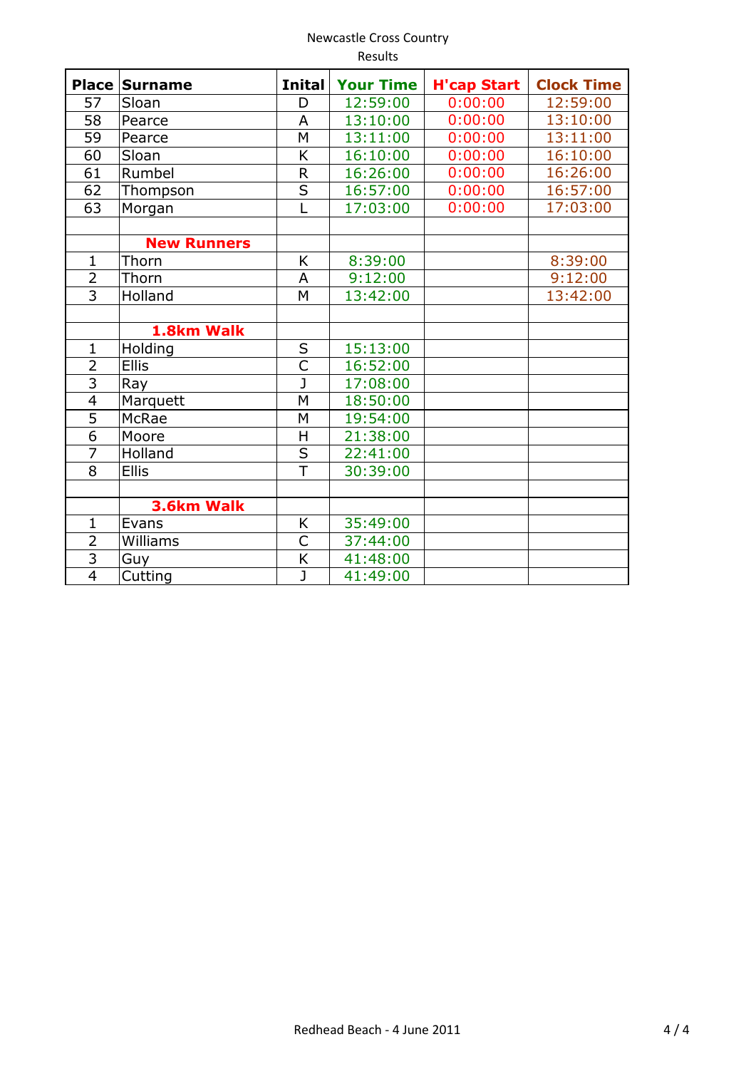Newcastle Cross Country

Results

| Place | Surname | Inital | Your Time | H'cap Start | Clock Time |
|---|---|---|---|---|---|
| 57 | Sloan | D | 12:59:00 | 0:00:00 | 12:59:00 |
| 58 | Pearce | A | 13:10:00 | 0:00:00 | 13:10:00 |
| 59 | Pearce | M | 13:11:00 | 0:00:00 | 13:11:00 |
| 60 | Sloan | K | 16:10:00 | 0:00:00 | 16:10:00 |
| 61 | Rumbel | R | 16:26:00 | 0:00:00 | 16:26:00 |
| 62 | Thompson | S | 16:57:00 | 0:00:00 | 16:57:00 |
| 63 | Morgan | L | 17:03:00 | 0:00:00 | 17:03:00 |
| | | | | | |
| | **New Runners** | | | | |
| 1 | Thorn | K | 8:39:00 | | 8:39:00 |
| 2 | Thorn | A | 9:12:00 | | 9:12:00 |
| 3 | Holland | M | 13:42:00 | | 13:42:00 |
| | | | | | |
| | **1.8km Walk** | | | | |
| 1 | Holding | S | 15:13:00 | | |
| 2 | Ellis | C | 16:52:00 | | |
| 3 | Ray | J | 17:08:00 | | |
| 4 | Marquett | M | 18:50:00 | | |
| 5 | McRae | M | 19:54:00 | | |
| 6 | Moore | H | 21:38:00 | | |
| 7 | Holland | S | 22:41:00 | | |
| 8 | Ellis | T | 30:39:00 | | |
| | | | | | |
| | **3.6km Walk** | | | | |
| 1 | Evans | K | 35:49:00 | | |
| 2 | Williams | C | 37:44:00 | | |
| 3 | Guy | K | 41:48:00 | | |
| 4 | Cutting | J | 41:49:00 | | |

Redhead Beach - 4 June 2011